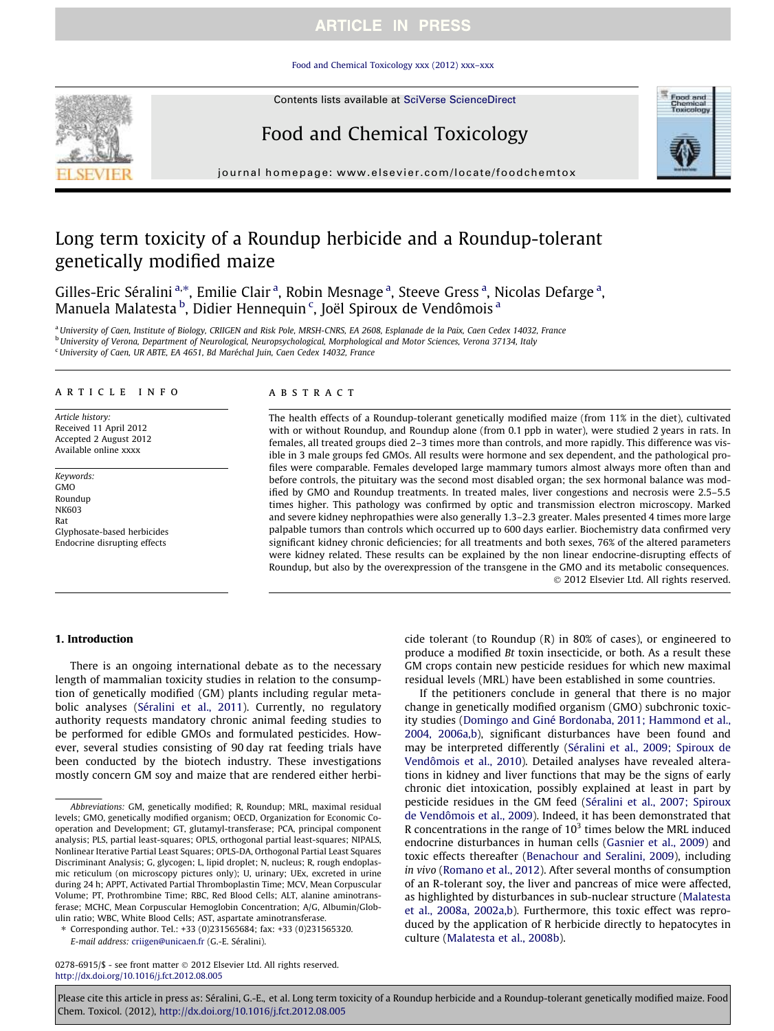# Long term toxicity of a Roundup herbicide and a Roundup-tolerant genetically modified maize

Gilles-Eric Séralini [a,*], Emilie Clair [a], Robin Mesnage [a], Steeve Gress [a], Nicolas Defarge [a], Manuela Malatesta [b], Didier Hennequin [c], Joël Spiroux de Vendômois [a]

[a] University of Caen, Institute of Biology, CRIIGEN and Risk Pole, MRSH-CNRS, EA 2608, Esplanade de la Paix, Caen Cedex 14032, France
[b] University of Verona, Department of Neurological, Neuropsychological, Morphological and Motor Sciences, Verona 37134, Italy
[c] University of Caen, UR ABTE, EA 4651, Bd Maréchal Juin, Caen Cedex 14032, France

## ARTICLE INFO

*Article history:*
Received 11 April 2012
Accepted 2 August 2012
Available online xxxx

*Keywords:*
GMO
Roundup
NK603
Rat
Glyphosate-based herbicides
Endocrine disrupting effects

## ABSTRACT

The health effects of a Roundup-tolerant genetically modified maize (from 11% in the diet), cultivated with or without Roundup, and Roundup alone (from 0.1 ppb in water), were studied 2 years in rats. In females, all treated groups died 2–3 times more than controls, and more rapidly. This difference was visible in 3 male groups fed GMOs. All results were hormone and sex dependent, and the pathological profiles were comparable. Females developed large mammary tumors almost always more often than and before controls, the pituitary was the second most disabled organ; the sex hormonal balance was modified by GMO and Roundup treatments. In treated males, liver congestions and necrosis were 2.5–5.5 times higher. This pathology was confirmed by optic and transmission electron microscopy. Marked and severe kidney nephropathies were also generally 1.3–2.3 greater. Males presented 4 times more large palpable tumors than controls which occurred up to 600 days earlier. Biochemistry data confirmed very significant kidney chronic deficiencies; for all treatments and both sexes, 76% of the altered parameters were kidney related. These results can be explained by the non linear endocrine-disrupting effects of Roundup, but also by the overexpression of the transgene in the GMO and its metabolic consequences.

© 2012 Elsevier Ltd. All rights reserved.

## 1. Introduction

There is an ongoing international debate as to the necessary length of mammalian toxicity studies in relation to the consumption of genetically modified (GM) plants including regular metabolic analyses (Séralini et al., 2011). Currently, no regulatory authority requests mandatory chronic animal feeding studies to be performed for edible GMOs and formulated pesticides. However, several studies consisting of 90 day rat feeding trials have been conducted by the biotech industry. These investigations mostly concern GM soy and maize that are rendered either herbicide tolerant (to Roundup (R) in 80% of cases), or engineered to produce a modified *Bt* toxin insecticide, or both. As a result these GM crops contain new pesticide residues for which new maximal residual levels (MRL) have been established in some countries.

If the petitioners conclude in general that there is no major change in genetically modified organism (GMO) subchronic toxicity studies (Domingo and Giné Bordonaba, 2011; Hammond et al., 2004, 2006a,b), significant disturbances have been found and may be interpreted differently (Séralini et al., 2009; Spiroux de Vendômois et al., 2010). Detailed analyses have revealed alterations in kidney and liver functions that may be the signs of early chronic diet intoxication, possibly explained at least in part by pesticide residues in the GM feed (Séralini et al., 2007; Spiroux de Vendômois et al., 2009). Indeed, it has been demonstrated that R concentrations in the range of $10^3$ times below the MRL induced endocrine disturbances in human cells (Gasnier et al., 2009) and toxic effects thereafter (Benachour and Seralini, 2009), including *in vivo* (Romano et al., 2012). After several months of consumption of an R-tolerant soy, the liver and pancreas of mice were affected, as highlighted by disturbances in sub-nuclear structure (Malatesta et al., 2008a, 2002a,b). Furthermore, this toxic effect was reproduced by the application of R herbicide directly to hepatocytes in culture (Malatesta et al., 2008b).

---

*Abbreviations:* GM, genetically modified; R, Roundup; MRL, maximal residual levels; GMO, genetically modified organism; OECD, Organization for Economic Co-operation and Development; GT, glutamyl-transferase; PCA, principal component analysis; PLS, partial least-squares; OPLS, orthogonal partial least-squares; NIPALS, Nonlinear Iterative Partial Least Squares; OPLS-DA, Orthogonal Partial Least Squares Discriminant Analysis; G, glycogen; L, lipid droplet; N, nucleus; R, rough endoplasmic reticulum (on microscopy pictures only); U, urinary; UEx, excreted in urine during 24 h; APPT, Activated Partial Thromboplastin Time; MCV, Mean Corpuscular Volume; PT, Prothrombine Time; RBC, Red Blood Cells; ALT, alanine aminotransferase; MCHC, Mean Corpuscular Hemoglobin Concentration; A/G, Albumin/Globulin ratio; WBC, White Blood Cells; AST, aspartate aminotransferase.

\* Corresponding author. Tel.: +33 (0)231565684; fax: +33 (0)231565320.
*E-mail address:* criigen@unicaen.fr (G.-E. Séralini).

0278-6915/$ - see front matter © 2012 Elsevier Ltd. All rights reserved.
http://dx.doi.org/10.1016/j.fct.2012.08.005

Please cite this article in press as: Séralini, G.-E., et al. Long term toxicity of a Roundup herbicide and a Roundup-tolerant genetically modified maize. Food Chem. Toxicol. (2012), http://dx.doi.org/10.1016/j.fct.2012.08.005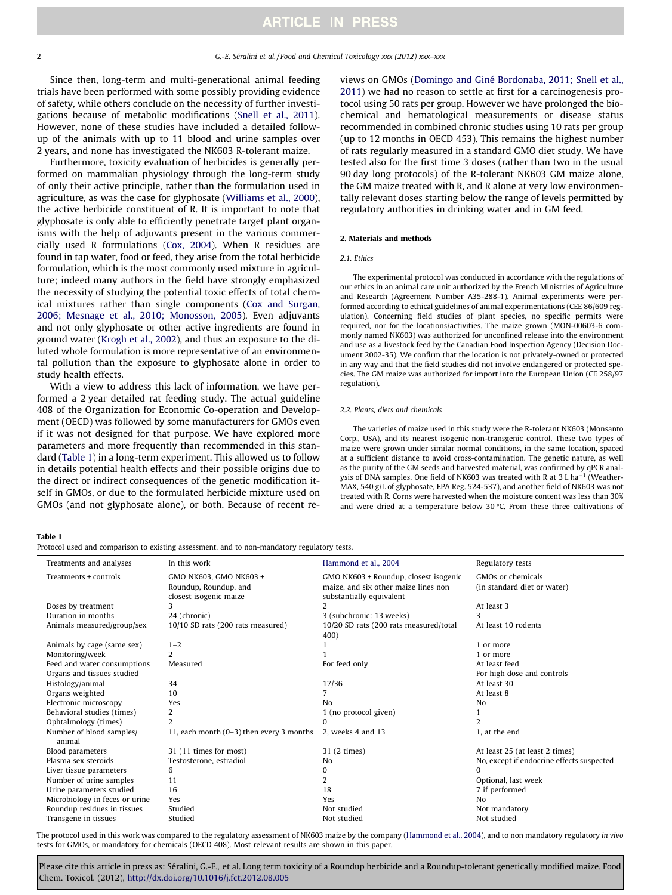Since then, long-term and multi-generational animal feeding trials have been performed with some possibly providing evidence of safety, while others conclude on the necessity of further investigations because of metabolic modifications (Snell et al., 2011). However, none of these studies have included a detailed follow-up of the animals with up to 11 blood and urine samples over 2 years, and none has investigated the NK603 R-tolerant maize.

Furthermore, toxicity evaluation of herbicides is generally performed on mammalian physiology through the long-term study of only their active principle, rather than the formulation used in agriculture, as was the case for glyphosate (Williams et al., 2000), the active herbicide constituent of R. It is important to note that glyphosate is only able to efficiently penetrate target plant organisms with the help of adjuvants present in the various commercially used R formulations (Cox, 2004). When R residues are found in tap water, food or feed, they arise from the total herbicide formulation, which is the most commonly used mixture in agriculture; indeed many authors in the field have strongly emphasized the necessity of studying the potential toxic effects of total chemical mixtures rather than single components (Cox and Surgan, 2006; Mesnage et al., 2010; Monosson, 2005). Even adjuvants and not only glyphosate or other active ingredients are found in ground water (Krogh et al., 2002), and thus an exposure to the diluted whole formulation is more representative of an environmental pollution than the exposure to glyphosate alone in order to study health effects.

With a view to address this lack of information, we have performed a 2 year detailed rat feeding study. The actual guideline 408 of the Organization for Economic Co-operation and Development (OECD) was followed by some manufacturers for GMOs even if it was not designed for that purpose. We have explored more parameters and more frequently than recommended in this standard (Table 1) in a long-term experiment. This allowed us to follow in details potential health effects and their possible origins due to the direct or indirect consequences of the genetic modification itself in GMOs, or due to the formulated herbicide mixture used on GMOs (and not glyphosate alone), or both. Because of recent reviews on GMOs (Domingo and Giné Bordonaba, 2011; Snell et al., 2011) we had no reason to settle at first for a carcinogenesis protocol using 50 rats per group. However we have prolonged the biochemical and hematological measurements or disease status recommended in combined chronic studies using 10 rats per group (up to 12 months in OECD 453). This remains the highest number of rats regularly measured in a standard GMO diet study. We have tested also for the first time 3 doses (rather than two in the usual 90 day long protocols) of the R-tolerant NK603 GM maize alone, the GM maize treated with R, and R alone at very low environmentally relevant doses starting below the range of levels permitted by regulatory authorities in drinking water and in GM feed.

## 2. Materials and methods

### 2.1. Ethics

The experimental protocol was conducted in accordance with the regulations of our ethics in an animal care unit authorized by the French Ministries of Agriculture and Research (Agreement Number A35-288-1). Animal experiments were performed according to ethical guidelines of animal experimentations (CEE 86/609 regulation). Concerning field studies of plant species, no specific permits were required, nor for the locations/activities. The maize grown (MON-00603-6 commonly named NK603) was authorized for unconfined release into the environment and use as a livestock feed by the Canadian Food Inspection Agency (Decision Document 2002-35). We confirm that the location is not privately-owned or protected in any way and that the field studies did not involve endangered or protected species. The GM maize was authorized for import into the European Union (CE 258/97 regulation).

### 2.2. Plants, diets and chemicals

The varieties of maize used in this study were the R-tolerant NK603 (Monsanto Corp., USA), and its nearest isogenic non-transgenic control. These two types of maize were grown under similar normal conditions, in the same location, spaced at a sufficient distance to avoid cross-contamination. The genetic nature, as well as the purity of the GM seeds and harvested material, was confirmed by qPCR analysis of DNA samples. One field of NK603 was treated with R at 3 L $ha^{-1}$ (WeatherMAX, 540 g/L of glyphosate, EPA Reg. 524-537), and another field of NK603 was not treated with R. Corns were harvested when the moisture content was less than 30% and were dried at a temperature below 30 °C. From these three cultivations of

**Table 1**
Protocol used and comparison to existing assessment, and to non-mandatory regulatory tests.

| Treatments and analyses | In this work | Hammond et al., 2004 | Regulatory tests |
|---|---|---|---|
| Treatments + controls | GMO NK603, GMO NK603 + Roundup, Roundup, and closest isogenic maize | GMO NK603 + Roundup, closest isogenic maize, and six other maize lines non substantially equivalent | GMOs or chemicals (in standard diet or water) |
| Doses by treatment | 3 | 2 | At least 3 |
| Duration in months | 24 (chronic) | 3 (subchronic: 13 weeks) | 3 |
| Animals measured/group/sex | 10/10 SD rats (200 rats measured) | 10/20 SD rats (200 rats measured/total 400) | At least 10 rodents |
| Animals by cage (same sex) | 1–2 | 1 | 1 or more |
| Monitoring/week | 2 | 1 | 1 or more |
| Feed and water consumptions | Measured | For feed only | At least feed |
| Organs and tissues studied | | | For high dose and controls |
| Histology/animal | 34 | 17/36 | At least 30 |
| Organs weighted | 10 | 7 | At least 8 |
| Electronic microscopy | Yes | No | No |
| Behavioral studies (times) | 2 | 1 (no protocol given) | 1 |
| Ophtalmology (times) | 2 | 0 | 2 |
| Number of blood samples/animal | 11, each month (0–3) then every 3 months | 2, weeks 4 and 13 | 1, at the end |
| Blood parameters | 31 (11 times for most) | 31 (2 times) | At least 25 (at least 2 times) |
| Plasma sex steroids | Testosterone, estradiol | No | No, except if endocrine effects suspected |
| Liver tissue parameters | 6 | 0 | 0 |
| Number of urine samples | 11 | 2 | Optional, last week |
| Urine parameters studied | 16 | 18 | 7 if performed |
| Microbiology in feces or urine | Yes | Yes | No |
| Roundup residues in tissues | Studied | Not studied | Not mandatory |
| Transgene in tissues | Studied | Not studied | Not studied |

The protocol used in this work was compared to the regulatory assessment of NK603 maize by the company (Hammond et al., 2004), and to non mandatory regulatory *in vivo* tests for GMOs, or mandatory for chemicals (OECD 408). Most relevant results are shown in this paper.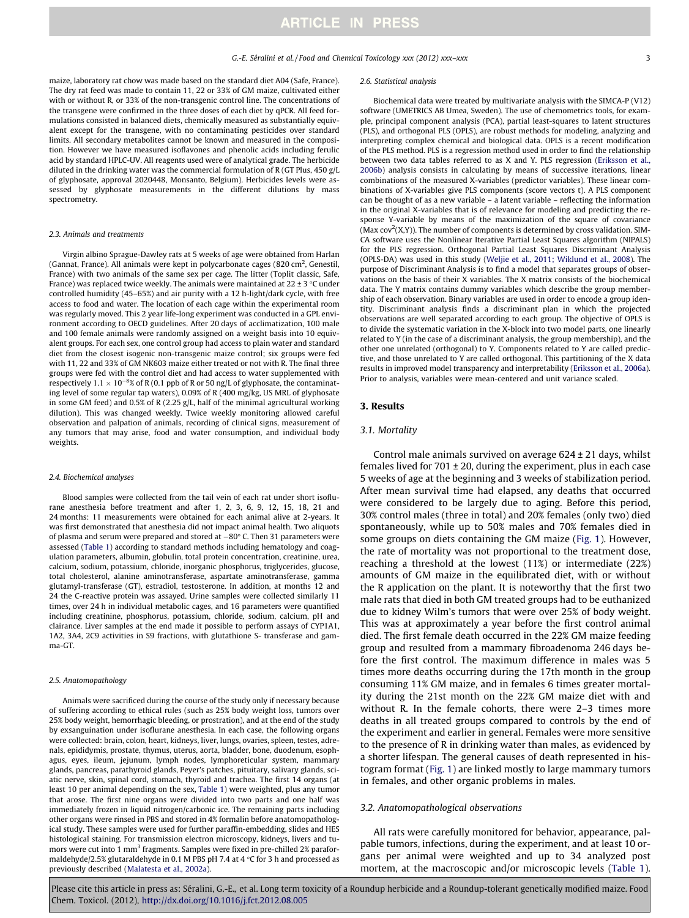maize, laboratory rat chow was made based on the standard diet A04 (Safe, France). The dry rat feed was made to contain 11, 22 or 33% of GM maize, cultivated either with or without R, or 33% of the non-transgenic control line. The concentrations of the transgene were confirmed in the three doses of each diet by qPCR. All feed formulations consisted in balanced diets, chemically measured as substantially equivalent except for the transgene, with no contaminating pesticides over standard limits. All secondary metabolites cannot be known and measured in the composition. However we have measured isoflavones and phenolic acids including ferulic acid by standard HPLC-UV. All reagents used were of analytical grade. The herbicide diluted in the drinking water was the commercial formulation of R (GT Plus, 450 g/L of glyphosate, approval 2020448, Monsanto, Belgium). Herbicides levels were assessed by glyphosate measurements in the different dilutions by mass spectrometry.

### 2.3. Animals and treatments

Virgin albino Sprague-Dawley rats at 5 weeks of age were obtained from Harlan (Gannat, France). All animals were kept in polycarbonate cages (820 $cm^2$, Genestil, France) with two animals of the same sex per cage. The litter (Toplit classic, Safe, France) was replaced twice weekly. The animals were maintained at 22 ± 3 °C under controlled humidity (45–65%) and air purity with a 12 h-light/dark cycle, with free access to food and water. The location of each cage within the experimental room was regularly moved. This 2 year life-long experiment was conducted in a GPL environment according to OECD guidelines. After 20 days of acclimatization, 100 male and 100 female animals were randomly assigned on a weight basis into 10 equivalent groups. For each sex, one control group had access to plain water and standard diet from the closest isogenic non-transgenic maize control; six groups were fed with 11, 22 and 33% of GM NK603 maize either treated or not with R. The final three groups were fed with the control diet and had access to water supplemented with respectively $1.1 \times 10^{-8}$% of R (0.1 ppb of R or 50 ng/L of glyphosate, the contaminating level of some regular tap waters), 0.09% of R (400 mg/kg, US MRL of glyphosate in some GM feed) and 0.5% of R (2.25 g/L, half of the minimal agricultural working dilution). This was changed weekly. Twice weekly monitoring allowed careful observation and palpation of animals, recording of clinical signs, measurement of any tumors that may arise, food and water consumption, and individual body weights.

### 2.4. Biochemical analyses

Blood samples were collected from the tail vein of each rat under short isoflurane anesthesia before treatment and after 1, 2, 3, 6, 9, 12, 15, 18, 21 and 24 months: 11 measurements were obtained for each animal alive at 2-years. It was first demonstrated that anesthesia did not impact animal health. Two aliquots of plasma and serum were prepared and stored at −80° C. Then 31 parameters were assessed (Table 1) according to standard methods including hematology and coagulation parameters, albumin, globulin, total protein concentration, creatinine, urea, calcium, sodium, potassium, chloride, inorganic phosphorus, triglycerides, glucose, total cholesterol, alanine aminotransferase, aspartate aminotransferase, gamma glutamyl-transferase (GT), estradiol, testosterone. In addition, at months 12 and 24 the C-reactive protein was assayed. Urine samples were collected similarly 11 times, over 24 h in individual metabolic cages, and 16 parameters were quantified including creatinine, phosphorus, potassium, chloride, sodium, calcium, pH and clairance. Liver samples at the end made it possible to perform assays of CYP1A1, 1A2, 3A4, 2C9 activities in S9 fractions, with glutathione S- transferase and gamma-GT.

### 2.5. Anatomopathology

Animals were sacrificed during the course of the study only if necessary because of suffering according to ethical rules (such as 25% body weight loss, tumors over 25% body weight, hemorrhagic bleeding, or prostration), and at the end of the study by exsanguination under isoflurane anesthesia. In each case, the following organs were collected: brain, colon, heart, kidneys, liver, lungs, ovaries, spleen, testes, adrenals, epididymis, prostate, thymus, uterus, aorta, bladder, bone, duodenum, esophagus, eyes, ileum, jejunum, lymph nodes, lymphoreticular system, mammary glands, pancreas, parathyroid glands, Peyer's patches, pituitary, salivary glands, sciatic nerve, skin, spinal cord, stomach, thyroid and trachea. The first 14 organs (at least 10 per animal depending on the sex, Table 1) were weighted, plus any tumor that arose. The first nine organs were divided into two parts and one half was immediately frozen in liquid nitrogen/carbonic ice. The remaining parts including other organs were rinsed in PBS and stored in 4% formalin before anatomopathological study. These samples were used for further paraffin-embedding, slides and HES histological staining. For transmission electron microscopy, kidneys, livers and tumors were cut into 1 $mm^3$ fragments. Samples were fixed in pre-chilled 2% paraformaldehyde/2.5% glutaraldehyde in 0.1 M PBS pH 7.4 at 4 °C for 3 h and processed as previously described (Malatesta et al., 2002a).

### 2.6. Statistical analysis

Biochemical data were treated by multivariate analysis with the SIMCA-P (V12) software (UMETRICS AB Umea, Sweden). The use of chemometrics tools, for example, principal component analysis (PCA), partial least-squares to latent structures (PLS), and orthogonal PLS (OPLS), are robust methods for modeling, analyzing and interpreting complex chemical and biological data. OPLS is a recent modification of the PLS method. PLS is a regression method used in order to find the relationship between two data tables referred to as X and Y. PLS regression (Eriksson et al., 2006b) analysis consists in calculating by means of successive iterations, linear combinations of the measured X-variables (predictor variables). These linear combinations of X-variables give PLS components (score vectors t). A PLS component can be thought of as a new variable – a latent variable – reflecting the information in the original X-variables that is of relevance for modeling and predicting the response Y-variable by means of the maximization of the square of covariance (Max $cov^2(X,Y)$). The number of components is determined by cross validation. SIMCA software uses the Nonlinear Iterative Partial Least Squares algorithm (NIPALS) for the PLS regression. Orthogonal Partial Least Squares Discriminant Analysis (OPLS-DA) was used in this study (Weljie et al., 2011; Wiklund et al., 2008). The purpose of Discriminant Analysis is to find a model that separates groups of observations on the basis of their X variables. The X matrix consists of the biochemical data. The Y matrix contains dummy variables which describe the group membership of each observation. Binary variables are used in order to encode a group identity. Discriminant analysis finds a discriminant plan in which the projected observations are well separated according to each group. The objective of OPLS is to divide the systematic variation in the X-block into two model parts, one linearly related to Y (in the case of a discriminant analysis, the group membership), and the other one unrelated (orthogonal) to Y. Components related to Y are called predictive, and those unrelated to Y are called orthogonal. This partitioning of the X data results in improved model transparency and interpretability (Eriksson et al., 2006a). Prior to analysis, variables were mean-centered and unit variance scaled.

## 3. Results

### 3.1. Mortality

Control male animals survived on average 624 ± 21 days, whilst females lived for 701 ± 20, during the experiment, plus in each case 5 weeks of age at the beginning and 3 weeks of stabilization period. After mean survival time had elapsed, any deaths that occurred were considered to be largely due to aging. Before this period, 30% control males (three in total) and 20% females (only two) died spontaneously, while up to 50% males and 70% females died in some groups on diets containing the GM maize (Fig. 1). However, the rate of mortality was not proportional to the treatment dose, reaching a threshold at the lowest (11%) or intermediate (22%) amounts of GM maize in the equilibrated diet, with or without the R application on the plant. It is noteworthy that the first two male rats that died in both GM treated groups had to be euthanized due to kidney Wilm's tumors that were over 25% of body weight. This was at approximately a year before the first control animal died. The first female death occurred in the 22% GM maize feeding group and resulted from a mammary fibroadenoma 246 days before the first control. The maximum difference in males was 5 times more deaths occurring during the 17th month in the group consuming 11% GM maize, and in females 6 times greater mortality during the 21st month on the 22% GM maize diet with and without R. In the female cohorts, there were 2–3 times more deaths in all treated groups compared to controls by the end of the experiment and earlier in general. Females were more sensitive to the presence of R in drinking water than males, as evidenced by a shorter lifespan. The general causes of death represented in histogram format (Fig. 1) are linked mostly to large mammary tumors in females, and other organic problems in males.

### 3.2. Anatomopathological observations

All rats were carefully monitored for behavior, appearance, palpable tumors, infections, during the experiment, and at least 10 organs per animal were weighted and up to 34 analyzed post mortem, at the macroscopic and/or microscopic levels (Table 1).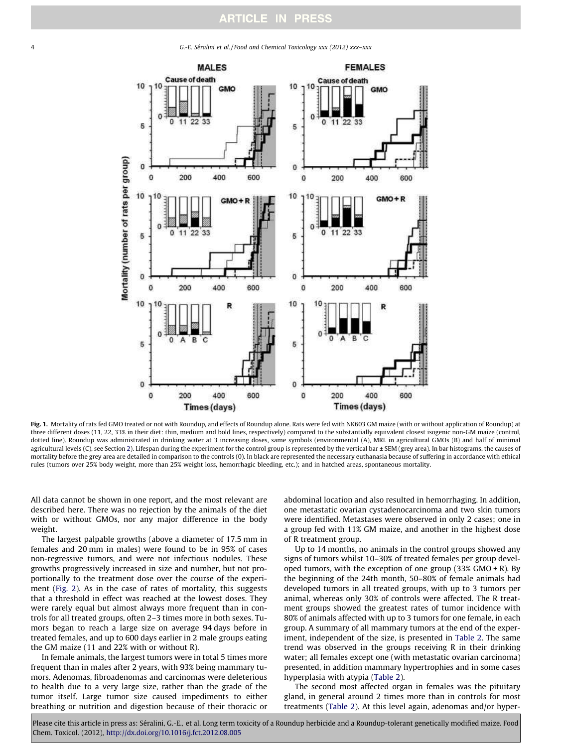**Fig. 1.** Mortality of rats fed GMO treated or not with Roundup, and effects of Roundup alone. Rats were fed with NK603 GM maize (with or without application of Roundup) at three different doses (11, 22, 33% in their diet: thin, medium and bold lines, respectively) compared to the substantially equivalent closest isogenic non-GM maize (control, dotted line). Roundup was administrated in drinking water at 3 increasing doses, same symbols (environmental (A), MRL in agricultural GMOs (B) and half of minimal agricultural levels (C), see Section 2). Lifespan during the experiment for the control group is represented by the vertical bar ± SEM (grey area). In bar histograms, the causes of mortality before the grey area are detailed in comparison to the controls (0). In black are represented the necessary euthanasia because of suffering in accordance with ethical rules (tumors over 25% body weight, more than 25% weight loss, hemorrhagic bleeding, etc.); and in hatched areas, spontaneous mortality.

All data cannot be shown in one report, and the most relevant are described here. There was no rejection by the animals of the diet with or without GMOs, nor any major difference in the body weight.

The largest palpable growths (above a diameter of 17.5 mm in females and 20 mm in males) were found to be in 95% of cases non-regressive tumors, and were not infectious nodules. These growths progressively increased in size and number, but not proportionally to the treatment dose over the course of the experiment (Fig. 2). As in the case of rates of mortality, this suggests that a threshold in effect was reached at the lowest doses. They were rarely equal but almost always more frequent than in controls for all treated groups, often 2–3 times more in both sexes. Tumors began to reach a large size on average 94 days before in treated females, and up to 600 days earlier in 2 male groups eating the GM maize (11 and 22% with or without R).

In female animals, the largest tumors were in total 5 times more frequent than in males after 2 years, with 93% being mammary tumors. Adenomas, fibroadenomas and carcinomas were deleterious to health due to a very large size, rather than the grade of the tumor itself. Large tumor size caused impediments to either breathing or nutrition and digestion because of their thoracic or abdominal location and also resulted in hemorrhaging. In addition, one metastatic ovarian cystadenocarcinoma and two skin tumors were identified. Metastases were observed in only 2 cases; one in a group fed with 11% GM maize, and another in the highest dose of R treatment group.

Up to 14 months, no animals in the control groups showed any signs of tumors whilst 10–30% of treated females per group developed tumors, with the exception of one group (33% GMO + R). By the beginning of the 24th month, 50–80% of female animals had developed tumors in all treated groups, with up to 3 tumors per animal, whereas only 30% of controls were affected. The R treatment groups showed the greatest rates of tumor incidence with 80% of animals affected with up to 3 tumors for one female, in each group. A summary of all mammary tumors at the end of the experiment, independent of the size, is presented in Table 2. The same trend was observed in the groups receiving R in their drinking water; all females except one (with metastatic ovarian carcinoma) presented, in addition mammary hypertrophies and in some cases hyperplasia with atypia (Table 2).

The second most affected organ in females was the pituitary gland, in general around 2 times more than in controls for most treatments (Table 2). At this level again, adenomas and/or hyper-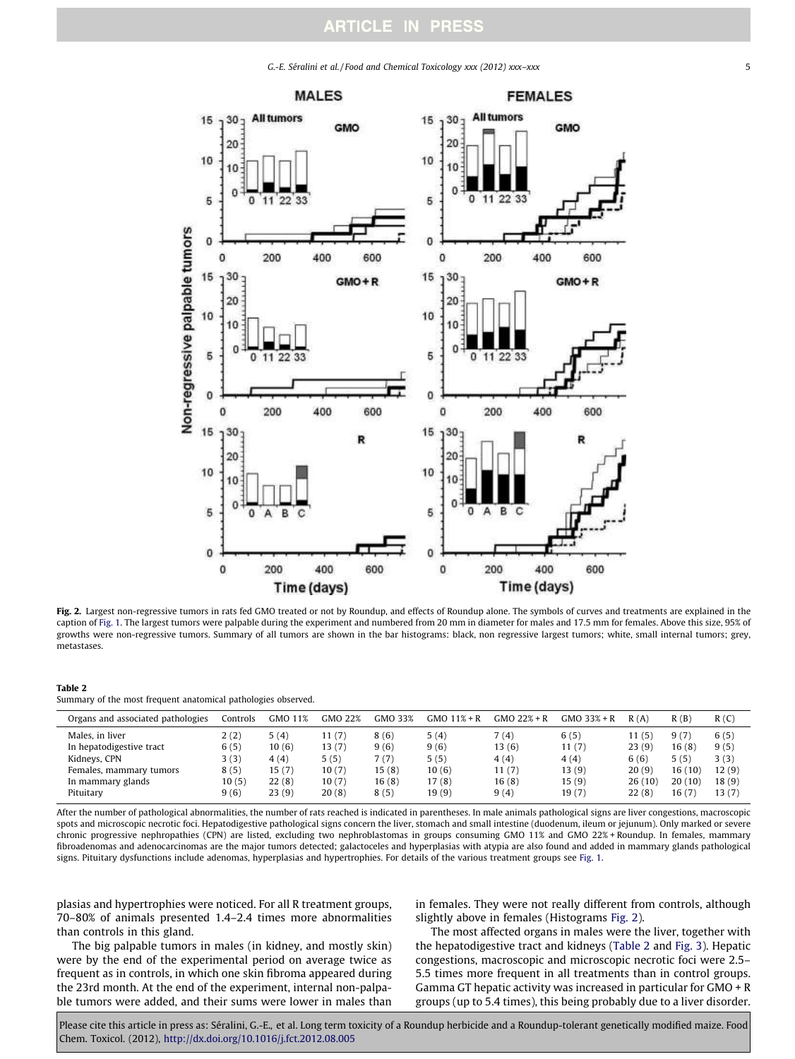Fig. 2. Largest non-regressive tumors in rats fed GMO treated or not by Roundup, and effects of Roundup alone. The symbols of curves and treatments are explained in the caption of Fig. 1. The largest tumors were palpable during the experiment and numbered from 20 mm in diameter for males and 17.5 mm for females. Above this size, 95% of growths were non-regressive tumors. Summary of all tumors are shown in the bar histograms: black, non regressive largest tumors; white, small internal tumors; grey, metastases.

**Table 2**
Summary of the most frequent anatomical pathologies observed.

| Organs and associated pathologies | Controls | GMO 11% | GMO 22% | GMO 33% | GMO 11% + R | GMO 22% + R | GMO 33% + R | R (A) | R (B) | R (C) |
|---|---|---|---|---|---|---|---|---|---|---|
| Males, in liver | 2 (2) | 5 (4) | 11 (7) | 8 (6) | 5 (4) | 7 (4) | 6 (5) | 11 (5) | 9 (7) | 6 (5) |
| In hepatodigestive tract | 6 (5) | 10 (6) | 13 (7) | 9 (6) | 9 (6) | 13 (6) | 11 (7) | 23 (9) | 16 (8) | 9 (5) |
| Kidneys, CPN | 3 (3) | 4 (4) | 5 (5) | 7 (7) | 5 (5) | 4 (4) | 4 (4) | 6 (6) | 5 (5) | 3 (3) |
| Females, mammary tumors | 8 (5) | 15 (7) | 10 (7) | 15 (8) | 10 (6) | 11 (7) | 13 (9) | 20 (9) | 16 (10) | 12 (9) |
| In mammary glands | 10 (5) | 22 (8) | 10 (7) | 16 (8) | 17 (8) | 16 (8) | 15 (9) | 26 (10) | 20 (10) | 18 (9) |
| Pituitary | 9 (6) | 23 (9) | 20 (8) | 8 (5) | 19 (9) | 9 (4) | 19 (7) | 22 (8) | 16 (7) | 13 (7) |

After the number of pathological abnormalities, the number of rats reached is indicated in parentheses. In male animals pathological signs are liver congestions, macroscopic spots and microscopic necrotic foci. Hepatodigestive pathological signs concern the liver, stomach and small intestine (duodenum, ileum or jejunum). Only marked or severe chronic progressive nephropathies (CPN) are listed, excluding two nephroblastomas in groups consuming GMO 11% and GMO 22% + Roundup. In females, mammary fibroadenomas and adenocarcinomas are the major tumors detected; galactoceles and hyperplasias with atypia are also found and added in mammary glands pathological signs. Pituitary dysfunctions include adenomas, hyperplasias and hypertrophies. For details of the various treatment groups see Fig. 1.

plasias and hypertrophies were noticed. For all R treatment groups, 70–80% of animals presented 1.4–2.4 times more abnormalities than controls in this gland.

The big palpable tumors in males (in kidney, and mostly skin) were by the end of the experimental period on average twice as frequent as in controls, in which one skin fibroma appeared during the 23rd month. At the end of the experiment, internal non-palpable tumors were added, and their sums were lower in males than in females. They were not really different from controls, although slightly above in females (Histograms Fig. 2).

The most affected organs in males were the liver, together with the hepatodigestive tract and kidneys (Table 2 and Fig. 3). Hepatic congestions, macroscopic and microscopic necrotic foci were 2.5–5.5 times more frequent in all treatments than in control groups. Gamma GT hepatic activity was increased in particular for GMO + R groups (up to 5.4 times), this being probably due to a liver disorder.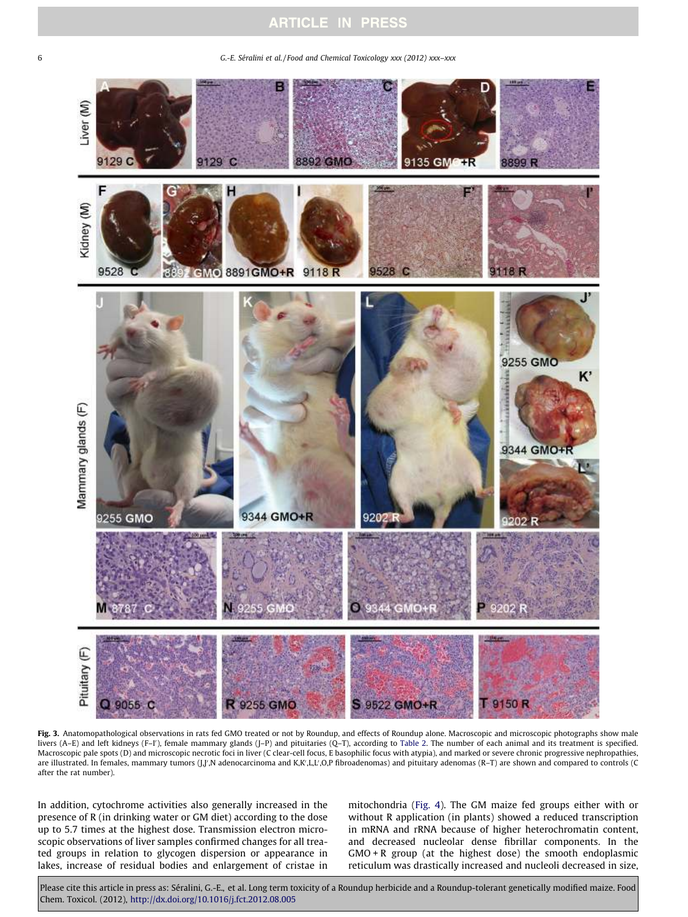**Fig. 3.** Anatomopathological observations in rats fed GMO treated or not by Roundup, and effects of Roundup alone. Macroscopic and microscopic photographs show male livers (A–E) and left kidneys (F–I′), female mammary glands (J–P) and pituitaries (Q–T), according to Table 2. The number of each animal and its treatment is specified. Macroscopic pale spots (D) and microscopic necrotic foci in liver (C clear-cell focus, E basophilic focus with atypia), and marked or severe chronic progressive nephropathies, are illustrated. In females, mammary tumors (J,J′,N adenocarcinoma and K,K′,L,L′,O,P fibroadenomas) and pituitary adenomas (R–T) are shown and compared to controls (C after the rat number).

In addition, cytochrome activities also generally increased in the presence of R (in drinking water or GM diet) according to the dose up to 5.7 times at the highest dose. Transmission electron microscopic observations of liver samples confirmed changes for all treated groups in relation to glycogen dispersion or appearance in lakes, increase of residual bodies and enlargement of cristae in mitochondria (Fig. 4). The GM maize fed groups either with or without R application (in plants) showed a reduced transcription in mRNA and rRNA because of higher heterochromatin content, and decreased nucleolar dense fibrillar components. In the GMO + R group (at the highest dose) the smooth endoplasmic reticulum was drastically increased and nucleoli decreased in size,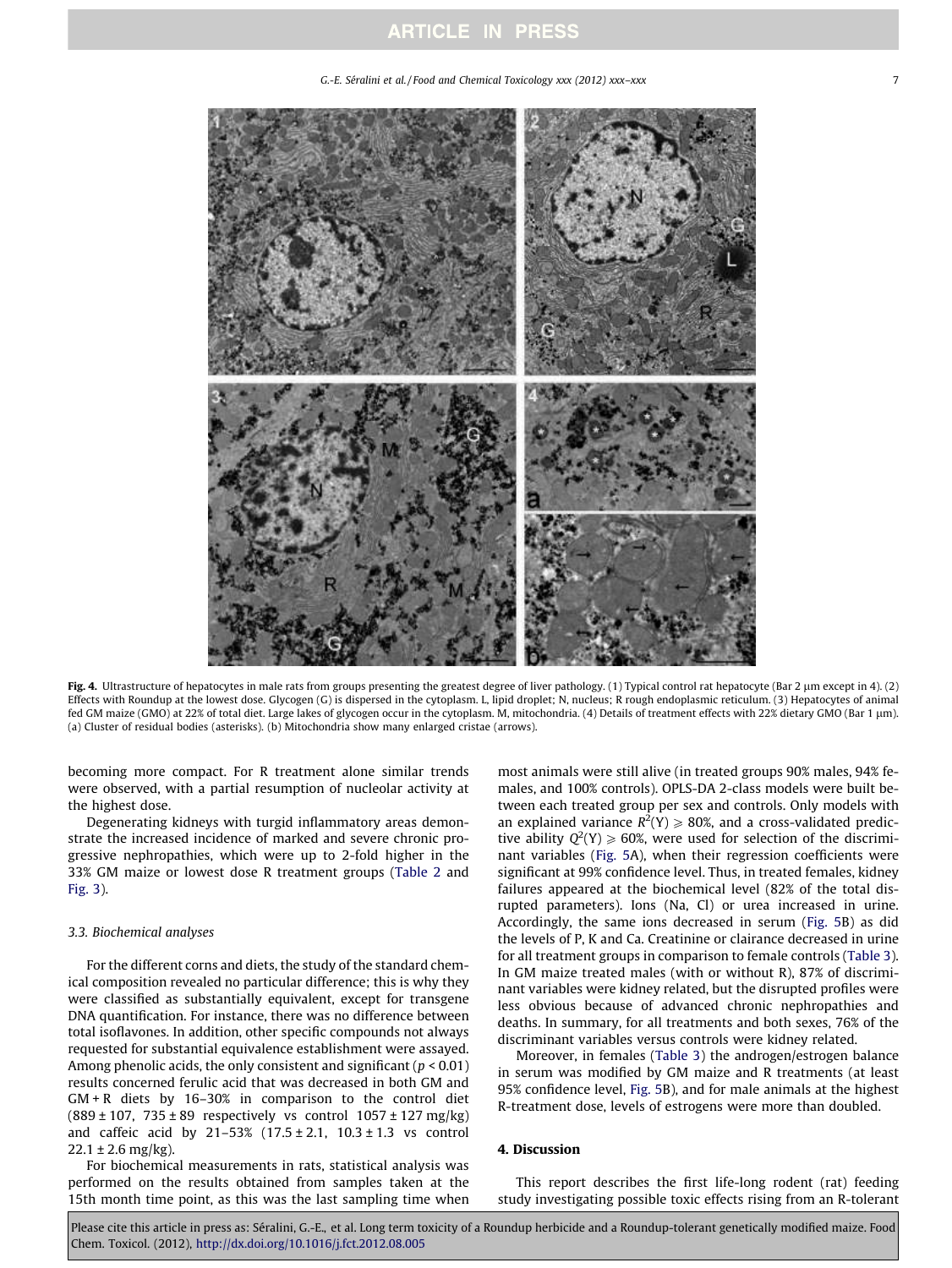Fig. 4. Ultrastructure of hepatocytes in male rats from groups presenting the greatest degree of liver pathology. (1) Typical control rat hepatocyte (Bar 2 µm except in 4). (2) Effects with Roundup at the lowest dose. Glycogen (G) is dispersed in the cytoplasm. L, lipid droplet; N, nucleus; R rough endoplasmic reticulum. (3) Hepatocytes of animal fed GM maize (GMO) at 22% of total diet. Large lakes of glycogen occur in the cytoplasm. M, mitochondria. (4) Details of treatment effects with 22% dietary GMO (Bar 1 µm). (a) Cluster of residual bodies (asterisks). (b) Mitochondria show many enlarged cristae (arrows).

becoming more compact. For R treatment alone similar trends were observed, with a partial resumption of nucleolar activity at the highest dose.

Degenerating kidneys with turgid inflammatory areas demonstrate the increased incidence of marked and severe chronic progressive nephropathies, which were up to 2-fold higher in the 33% GM maize or lowest dose R treatment groups (Table 2 and Fig. 3).

### 3.3. Biochemical analyses

For the different corns and diets, the study of the standard chemical composition revealed no particular difference; this is why they were classified as substantially equivalent, except for transgene DNA quantification. For instance, there was no difference between total isoflavones. In addition, other specific compounds not always requested for substantial equivalence establishment were assayed. Among phenolic acids, the only consistent and significant ($p < 0.01$) results concerned ferulic acid that was decreased in both GM and GM + R diets by 16–30% in comparison to the control diet (889 ± 107, 735 ± 89 respectively vs control 1057 ± 127 mg/kg) and caffeic acid by 21–53% (17.5 ± 2.1, 10.3 ± 1.3 vs control 22.1 ± 2.6 mg/kg).

For biochemical measurements in rats, statistical analysis was performed on the results obtained from samples taken at the 15th month time point, as this was the last sampling time when most animals were still alive (in treated groups 90% males, 94% females, and 100% controls). OPLS-DA 2-class models were built between each treated group per sex and controls. Only models with an explained variance $R^2(Y) \geqslant 80\%$, and a cross-validated predictive ability $Q^2(Y) \geqslant 60\%$, were used for selection of the discriminant variables (Fig. 5A), when their regression coefficients were significant at 99% confidence level. Thus, in treated females, kidney failures appeared at the biochemical level (82% of the total disrupted parameters). Ions (Na, Cl) or urea increased in urine. Accordingly, the same ions decreased in serum (Fig. 5B) as did the levels of P, K and Ca. Creatinine or clairance decreased in urine for all treatment groups in comparison to female controls (Table 3). In GM maize treated males (with or without R), 87% of discriminant variables were kidney related, but the disrupted profiles were less obvious because of advanced chronic nephropathies and deaths. In summary, for all treatments and both sexes, 76% of the discriminant variables versus controls were kidney related.

Moreover, in females (Table 3) the androgen/estrogen balance in serum was modified by GM maize and R treatments (at least 95% confidence level, Fig. 5B), and for male animals at the highest R-treatment dose, levels of estrogens were more than doubled.

## 4. Discussion

This report describes the first life-long rodent (rat) feeding study investigating possible toxic effects rising from an R-tolerant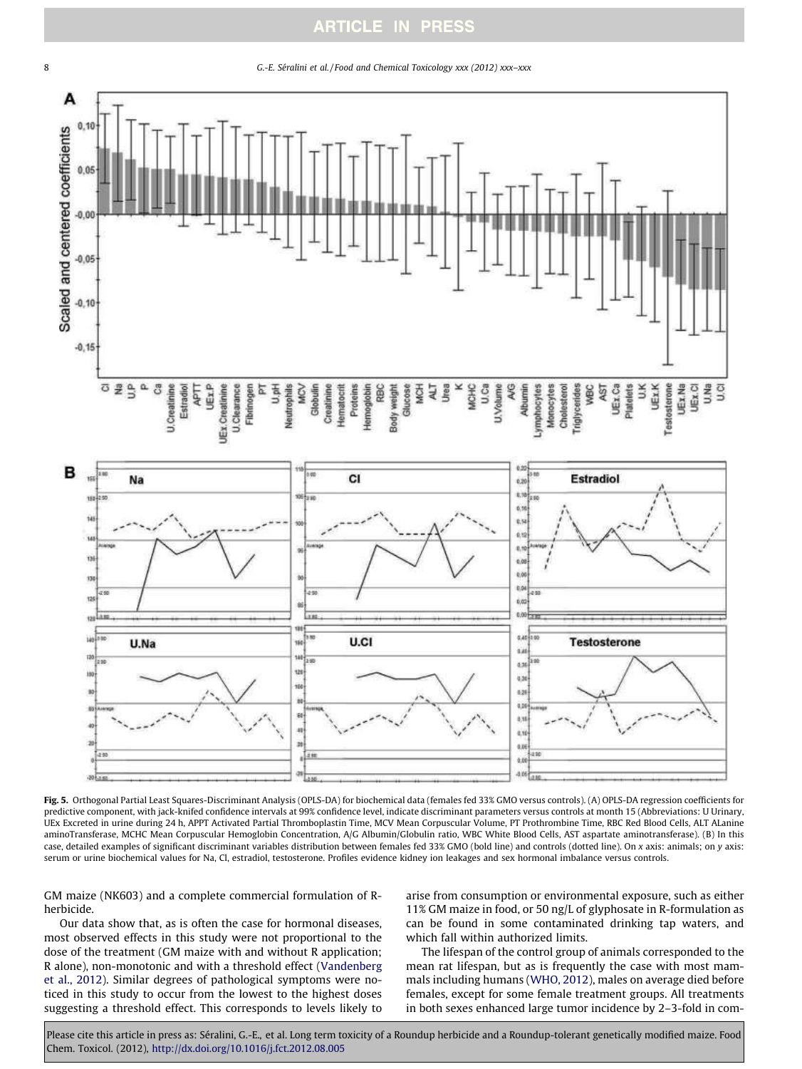**Fig. 5.** Orthogonal Partial Least Squares-Discriminant Analysis (OPLS-DA) for biochemical data (females fed 33% GMO versus controls). (A) OPLS-DA regression coefficients for predictive component, with jack-knifed confidence intervals at 99% confidence level, indicate discriminant parameters versus controls at month 15 (Abbreviations: U Urinary, UEx Excreted in urine during 24 h, APPT Activated Partial Thromboplastin Time, MCV Mean Corpuscular Volume, PT Prothrombine Time, RBC Red Blood Cells, ALT ALanine aminoTransferase, MCHC Mean Corpuscular Hemoglobin Concentration, A/G Albumin/Globulin ratio, WBC White Blood Cells, AST aspartate aminotransferase). (B) In this case, detailed examples of significant discriminant variables distribution between females fed 33% GMO (bold line) and controls (dotted line). On *x* axis: animals; on *y* axis: serum or urine biochemical values for Na, Cl, estradiol, testosterone. Profiles evidence kidney ion leakages and sex hormonal imbalance versus controls.

GM maize (NK603) and a complete commercial formulation of R-herbicide.

Our data show that, as is often the case for hormonal diseases, most observed effects in this study were not proportional to the dose of the treatment (GM maize with and without R application; R alone), non-monotonic and with a threshold effect (Vandenberg et al., 2012). Similar degrees of pathological symptoms were noticed in this study to occur from the lowest to the highest doses suggesting a threshold effect. This corresponds to levels likely to arise from consumption or environmental exposure, such as either 11% GM maize in food, or 50 ng/L of glyphosate in R-formulation as can be found in some contaminated drinking tap waters, and which fall within authorized limits.

The lifespan of the control group of animals corresponded to the mean rat lifespan, but as is frequently the case with most mammals including humans (WHO, 2012), males on average died before females, except for some female treatment groups. All treatments in both sexes enhanced large tumor incidence by 2–3-fold in com-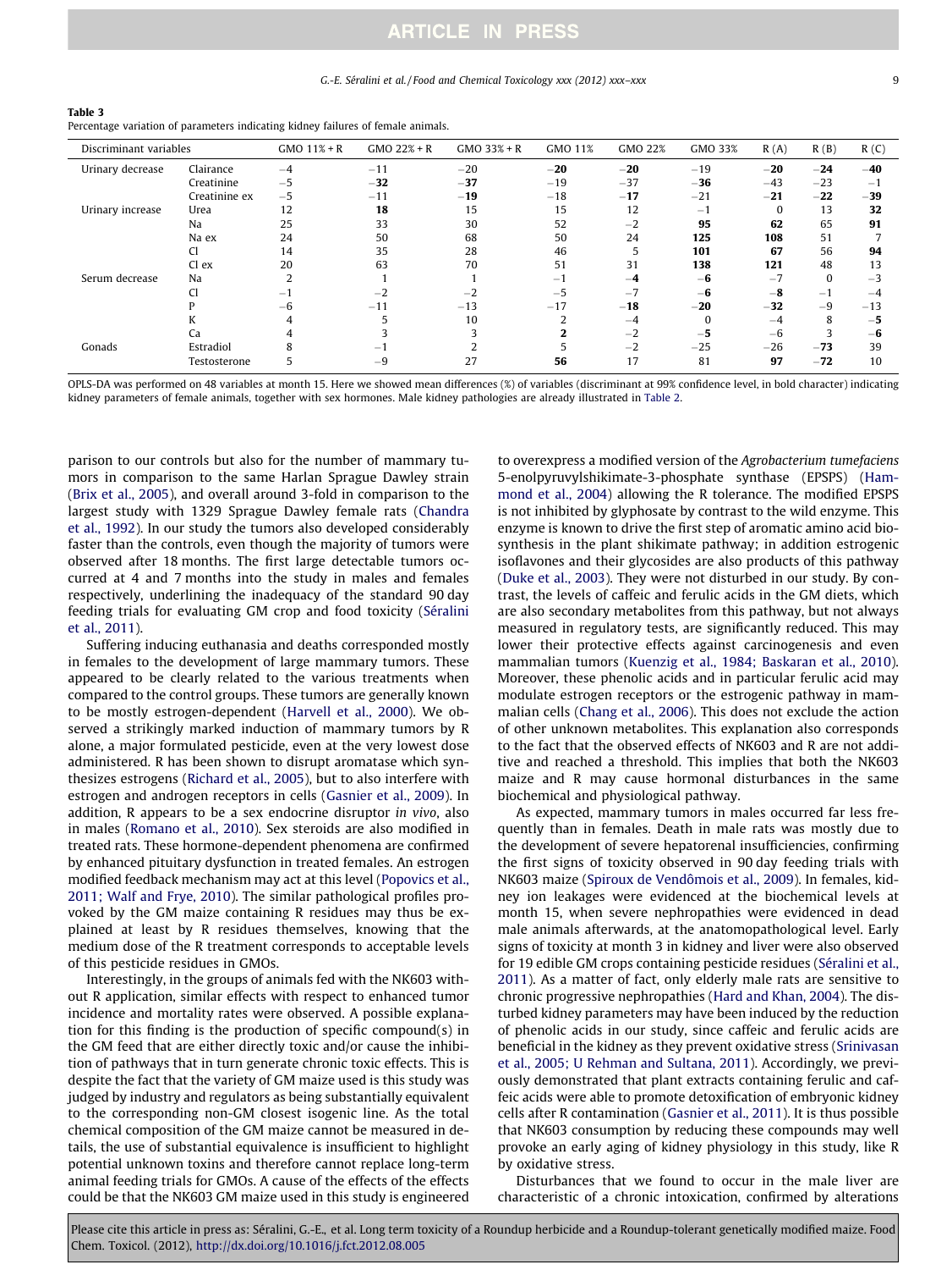**Table 3**
Percentage variation of parameters indicating kidney failures of female animals.

| Discriminant variables | | GMO 11% + R | GMO 22% + R | GMO 33% + R | GMO 11% | GMO 22% | GMO 33% | R (A) | R (B) | R (C) |
|---|---|---|---|---|---|---|---|---|---|---|
| Urinary decrease | Clairance | −4 | −11 | −20 | **−20** | **−20** | −19 | **−20** | **−24** | **−40** |
| | Creatinine | −5 | **−32** | **−37** | −19 | −37 | **−36** | −43 | −23 | −1 |
| | Creatinine ex | −5 | −11 | **−19** | −18 | **−17** | −21 | **−21** | **−22** | **−39** |
| Urinary increase | Urea | 12 | **18** | 15 | 15 | 12 | −1 | 0 | 13 | **32** |
| | Na | 25 | 33 | 30 | 52 | −2 | **95** | **62** | 65 | **91** |
| | Na ex | 24 | 50 | 68 | 50 | 24 | **125** | **108** | 51 | 7 |
| | Cl | 14 | 35 | 28 | 46 | 5 | **101** | **67** | 56 | **94** |
| | Cl ex | 20 | 63 | 70 | 51 | 31 | **138** | **121** | 48 | 13 |
| Serum decrease | Na | 2 | 1 | 1 | −1 | **−4** | **−6** | −7 | 0 | −3 |
| | Cl | −1 | −2 | −2 | −5 | −7 | **−6** | **−8** | −1 | −4 |
| | P | −6 | −11 | −13 | −17 | **−18** | **−20** | **−32** | −9 | −13 |
| | K | 4 | 5 | 10 | 2 | −4 | 0 | −4 | 8 | **−5** |
| | Ca | 4 | 3 | 3 | **2** | −2 | **−5** | −6 | 3 | **−6** |
| Gonads | Estradiol | 8 | −1 | 2 | 5 | −2 | −25 | −26 | **−73** | 39 |
| | Testosterone | 5 | −9 | 27 | **56** | 17 | 81 | **97** | **−72** | 10 |

OPLS-DA was performed on 48 variables at month 15. Here we showed mean differences (%) of variables (discriminant at 99% confidence level, in bold character) indicating kidney parameters of female animals, together with sex hormones. Male kidney pathologies are already illustrated in Table 2.

parison to our controls but also for the number of mammary tumors in comparison to the same Harlan Sprague Dawley strain (Brix et al., 2005), and overall around 3-fold in comparison to the largest study with 1329 Sprague Dawley female rats (Chandra et al., 1992). In our study the tumors also developed considerably faster than the controls, even though the majority of tumors were observed after 18 months. The first large detectable tumors occurred at 4 and 7 months into the study in males and females respectively, underlining the inadequacy of the standard 90 day feeding trials for evaluating GM crop and food toxicity (Séralini et al., 2011).

Suffering inducing euthanasia and deaths corresponded mostly in females to the development of large mammary tumors. These appeared to be clearly related to the various treatments when compared to the control groups. These tumors are generally known to be mostly estrogen-dependent (Harvell et al., 2000). We observed a strikingly marked induction of mammary tumors by R alone, a major formulated pesticide, even at the very lowest dose administered. R has been shown to disrupt aromatase which synthesizes estrogens (Richard et al., 2005), but to also interfere with estrogen and androgen receptors in cells (Gasnier et al., 2009). In addition, R appears to be a sex endocrine disruptor *in vivo*, also in males (Romano et al., 2010). Sex steroids are also modified in treated rats. These hormone-dependent phenomena are confirmed by enhanced pituitary dysfunction in treated females. An estrogen modified feedback mechanism may act at this level (Popovics et al., 2011; Walf and Frye, 2010). The similar pathological profiles provoked by the GM maize containing R residues may thus be explained at least by R residues themselves, knowing that the medium dose of the R treatment corresponds to acceptable levels of this pesticide residues in GMOs.

Interestingly, in the groups of animals fed with the NK603 without R application, similar effects with respect to enhanced tumor incidence and mortality rates were observed. A possible explanation for this finding is the production of specific compound(s) in the GM feed that are either directly toxic and/or cause the inhibition of pathways that in turn generate chronic toxic effects. This is despite the fact that the variety of GM maize used is this study was judged by industry and regulators as being substantially equivalent to the corresponding non-GM closest isogenic line. As the total chemical composition of the GM maize cannot be measured in details, the use of substantial equivalence is insufficient to highlight potential unknown toxins and therefore cannot replace long-term animal feeding trials for GMOs. A cause of the effects of the effects could be that the NK603 GM maize used in this study is engineered to overexpress a modified version of the *Agrobacterium tumefaciens* 5-enolpyruvylshikimate-3-phosphate synthase (EPSPS) (Hammond et al., 2004) allowing the R tolerance. The modified EPSPS is not inhibited by glyphosate by contrast to the wild enzyme. This enzyme is known to drive the first step of aromatic amino acid biosynthesis in the plant shikimate pathway; in addition estrogenic isoflavones and their glycosides are also products of this pathway (Duke et al., 2003). They were not disturbed in our study. By contrast, the levels of caffeic and ferulic acids in the GM diets, which are also secondary metabolites from this pathway, but not always measured in regulatory tests, are significantly reduced. This may lower their protective effects against carcinogenesis and even mammalian tumors (Kuenzig et al., 1984; Baskaran et al., 2010). Moreover, these phenolic acids and in particular ferulic acid may modulate estrogen receptors or the estrogenic pathway in mammalian cells (Chang et al., 2006). This does not exclude the action of other unknown metabolites. This explanation also corresponds to the fact that the observed effects of NK603 and R are not additive and reached a threshold. This implies that both the NK603 maize and R may cause hormonal disturbances in the same biochemical and physiological pathway.

As expected, mammary tumors in males occurred far less frequently than in females. Death in male rats was mostly due to the development of severe hepatorenal insufficiencies, confirming the first signs of toxicity observed in 90 day feeding trials with NK603 maize (Spiroux de Vendômois et al., 2009). In females, kidney ion leakages were evidenced at the biochemical levels at month 15, when severe nephropathies were evidenced in dead male animals afterwards, at the anatomopathological level. Early signs of toxicity at month 3 in kidney and liver were also observed for 19 edible GM crops containing pesticide residues (Séralini et al., 2011). As a matter of fact, only elderly male rats are sensitive to chronic progressive nephropathies (Hard and Khan, 2004). The disturbed kidney parameters may have been induced by the reduction of phenolic acids in our study, since caffeic and ferulic acids are beneficial in the kidney as they prevent oxidative stress (Srinivasan et al., 2005; U Rehman and Sultana, 2011). Accordingly, we previously demonstrated that plant extracts containing ferulic and caffeic acids were able to promote detoxification of embryonic kidney cells after R contamination (Gasnier et al., 2011). It is thus possible that NK603 consumption by reducing these compounds may well provoke an early aging of kidney physiology in this study, like R by oxidative stress.

Disturbances that we found to occur in the male liver are characteristic of a chronic intoxication, confirmed by alterations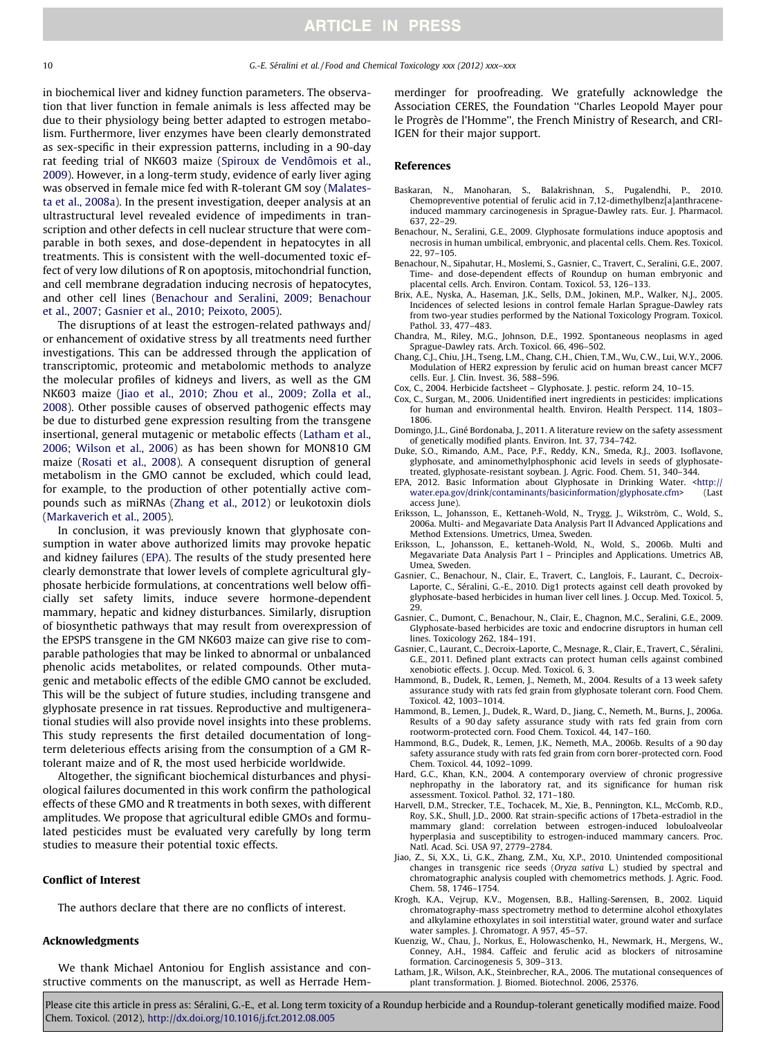in biochemical liver and kidney function parameters. The observation that liver function in female animals is less affected may be due to their physiology being better adapted to estrogen metabolism. Furthermore, liver enzymes have been clearly demonstrated as sex-specific in their expression patterns, including in a 90-day rat feeding trial of NK603 maize (Spiroux de Vendômois et al., 2009). However, in a long-term study, evidence of early liver aging was observed in female mice fed with R-tolerant GM soy (Malatesta et al., 2008a). In the present investigation, deeper analysis at an ultrastructural level revealed evidence of impediments in transcription and other defects in cell nuclear structure that were comparable in both sexes, and dose-dependent in hepatocytes in all treatments. This is consistent with the well-documented toxic effect of very low dilutions of R on apoptosis, mitochondrial function, and cell membrane degradation inducing necrosis of hepatocytes, and other cell lines (Benachour and Seralini, 2009; Benachour et al., 2007; Gasnier et al., 2010; Peixoto, 2005).

The disruptions of at least the estrogen-related pathways and/or enhancement of oxidative stress by all treatments need further investigations. This can be addressed through the application of transcriptomic, proteomic and metabolomic methods to analyze the molecular profiles of kidneys and livers, as well as the GM NK603 maize (Jiao et al., 2010; Zhou et al., 2009; Zolla et al., 2008). Other possible causes of observed pathogenic effects may be due to disturbed gene expression resulting from the transgene insertional, general mutagenic or metabolic effects (Latham et al., 2006; Wilson et al., 2006) as has been shown for MON810 GM maize (Rosati et al., 2008). A consequent disruption of general metabolism in the GMO cannot be excluded, which could lead, for example, to the production of other potentially active compounds such as miRNAs (Zhang et al., 2012) or leukotoxin diols (Markaverich et al., 2005).

In conclusion, it was previously known that glyphosate consumption in water above authorized limits may provoke hepatic and kidney failures (EPA). The results of the study presented here clearly demonstrate that lower levels of complete agricultural glyphosate herbicide formulations, at concentrations well below officially set safety limits, induce severe hormone-dependent mammary, hepatic and kidney disturbances. Similarly, disruption of biosynthetic pathways that may result from overexpression of the EPSPS transgene in the GM NK603 maize can give rise to comparable pathologies that may be linked to abnormal or unbalanced phenolic acids metabolites, or related compounds. Other mutagenic and metabolic effects of the edible GMO cannot be excluded. This will be the subject of future studies, including transgene and glyphosate presence in rat tissues. Reproductive and multigenerational studies will also provide novel insights into these problems. This study represents the first detailed documentation of long-term deleterious effects arising from the consumption of a GM R-tolerant maize and of R, the most used herbicide worldwide.

Altogether, the significant biochemical disturbances and physiological failures documented in this work confirm the pathological effects of these GMO and R treatments in both sexes, with different amplitudes. We propose that agricultural edible GMOs and formulated pesticides must be evaluated very carefully by long term studies to measure their potential toxic effects.

## Conflict of Interest

The authors declare that there are no conflicts of interest.

## Acknowledgments

We thank Michael Antoniou for English assistance and constructive comments on the manuscript, as well as Herrade Hemmerdinger for proofreading. We gratefully acknowledge the Association CERES, the Foundation "Charles Leopold Mayer pour le Progrès de l'Homme", the French Ministry of Research, and CRIIGEN for their major support.

## References

Baskaran, N., Manoharan, S., Balakrishnan, S., Pugalendhi, P., 2010. Chemopreventive potential of ferulic acid in 7,12-dimethylbenz[a]anthracene-induced mammary carcinogenesis in Sprague-Dawley rats. Eur. J. Pharmacol. 637, 22–29.

Benachour, N., Seralini, G.E., 2009. Glyphosate formulations induce apoptosis and necrosis in human umbilical, embryonic, and placental cells. Chem. Res. Toxicol. 22, 97–105.

Benachour, N., Sipahutar, H., Moslemi, S., Gasnier, C., Travert, C., Seralini, G.E., 2007. Time- and dose-dependent effects of Roundup on human embryonic and placental cells. Arch. Environ. Contam. Toxicol. 53, 126–133.

Brix, A.E., Nyska, A., Haseman, J.K., Sells, D.M., Jokinen, M.P., Walker, N.J., 2005. Incidences of selected lesions in control female Harlan Sprague-Dawley rats from two-year studies performed by the National Toxicology Program. Toxicol. Pathol. 33, 477–483.

Chandra, M., Riley, M.G., Johnson, D.E., 1992. Spontaneous neoplasms in aged Sprague-Dawley rats. Arch. Toxicol. 66, 496–502.

Chang, C.J., Chiu, J.H., Tseng, L.M., Chang, C.H., Chien, T.M., Wu, C.W., Lui, W.Y., 2006. Modulation of HER2 expression by ferulic acid on human breast cancer MCF7 cells. Eur. J. Clin. Invest. 36, 588–596.

Cox, C., 2004. Herbicide factsheet – Glyphosate. J. pestic. reform 24, 10–15.

Cox, C., Surgan, M., 2006. Unidentified inert ingredients in pesticides: implications for human and environmental health. Environ. Health Perspect. 114, 1803–1806.

Domingo, J.L., Giné Bordonaba, J., 2011. A literature review on the safety assessment of genetically modified plants. Environ. Int. 37, 734–742.

Duke, S.O., Rimando, A.M., Pace, P.F., Reddy, K.N., Smeda, R.J., 2003. Isoflavone, glyphosate, and aminomethylphosphonic acid levels in seeds of glyphosate-treated, glyphosate-resistant soybean. J. Agric. Food. Chem. 51, 340–344.

EPA, 2012. Basic Information about Glyphosate in Drinking Water. <http://water.epa.gov/drink/contaminants/basicinformation/glyphosate.cfm> (Last access June).

Eriksson, L., Johansson, E., Kettaneh-Wold, N., Trygg, J., Wikström, C., Wold, S., 2006a. Multi- and Megavariate Data Analysis Part II Advanced Applications and Method Extensions. Umetrics, Umea, Sweden.

Eriksson, L., Johansson, E., kettaneh-Wold, N., Wold, S., 2006b. Multi and Megavariate Data Analysis Part I – Principles and Applications. Umetrics AB, Umea, Sweden.

Gasnier, C., Benachour, N., Clair, E., Travert, C., Langlois, F., Laurant, C., Decroix-Laporte, C., Séralini, G.-E., 2010. Dig1 protects against cell death provoked by glyphosate-based herbicides in human liver cell lines. J. Occup. Med. Toxicol. 5, 29.

Gasnier, C., Dumont, C., Benachour, N., Clair, E., Chagnon, M.C., Seralini, G.E., 2009. Glyphosate-based herbicides are toxic and endocrine disruptors in human cell lines. Toxicology 262, 184–191.

Gasnier, C., Laurant, C., Decroix-Laporte, C., Mesnage, R., Clair, E., Travert, C., Séralini, G.E., 2011. Defined plant extracts can protect human cells against combined xenobiotic effects. J. Occup. Med. Toxicol. 6, 3.

Hammond, B., Dudek, R., Lemen, J., Nemeth, M., 2004. Results of a 13 week safety assurance study with rats fed grain from glyphosate tolerant corn. Food Chem. Toxicol. 42, 1003–1014.

Hammond, B., Lemen, J., Dudek, R., Ward, D., Jiang, C., Nemeth, M., Burns, J., 2006a. Results of a 90 day safety assurance study with rats fed grain from corn rootworm-protected corn. Food Chem. Toxicol. 44, 147–160.

Hammond, B.G., Dudek, R., Lemen, J.K., Nemeth, M.A., 2006b. Results of a 90 day safety assurance study with rats fed grain from corn borer-protected corn. Food Chem. Toxicol. 44, 1092–1099.

Hard, G.C., Khan, K.N., 2004. A contemporary overview of chronic progressive nephropathy in the laboratory rat, and its significance for human risk assessment. Toxicol. Pathol. 32, 171–180.

Harvell, D.M., Strecker, T.E., Tochacek, M., Xie, B., Pennington, K.L., McComb, R.D., Roy, S.K., Shull, J.D., 2000. Rat strain-specific actions of 17beta-estradiol in the mammary gland: correlation between estrogen-induced lobuloalveolar hyperplasia and susceptibility to estrogen-induced mammary cancers. Proc. Natl. Acad. Sci. USA 97, 2779–2784.

Jiao, Z., Si, X.X., Li, G.K., Zhang, Z.M., Xu, X.P., 2010. Unintended compositional changes in transgenic rice seeds (*Oryza sativa* L.) studied by spectral and chromatographic analysis coupled with chemometrics methods. J. Agric. Food. Chem. 58, 1746–1754.

Krogh, K.A., Vejrup, K.V., Mogensen, B.B., Halling-Sørensen, B., 2002. Liquid chromatography-mass spectrometry method to determine alcohol ethoxylates and alkylamine ethoxylates in soil interstitial water, ground water and surface water samples. J. Chromatogr. A 957, 45–57.

Kuenzig, W., Chau, J., Norkus, E., Holowaschenko, H., Newmark, H., Mergens, W., Conney, A.H., 1984. Caffeic and ferulic acid as blockers of nitrosamine formation. Carcinogenesis 5, 309–313.

Latham, J.R., Wilson, A.K., Steinbrecher, R.A., 2006. The mutational consequences of plant transformation. J. Biomed. Biotechnol. 2006, 25376.

Please cite this article in press as: Séralini, G.-E., et al. Long term toxicity of a Roundup herbicide and a Roundup-tolerant genetically modified maize. Food Chem. Toxicol. (2012), http://dx.doi.org/10.1016/j.fct.2012.08.005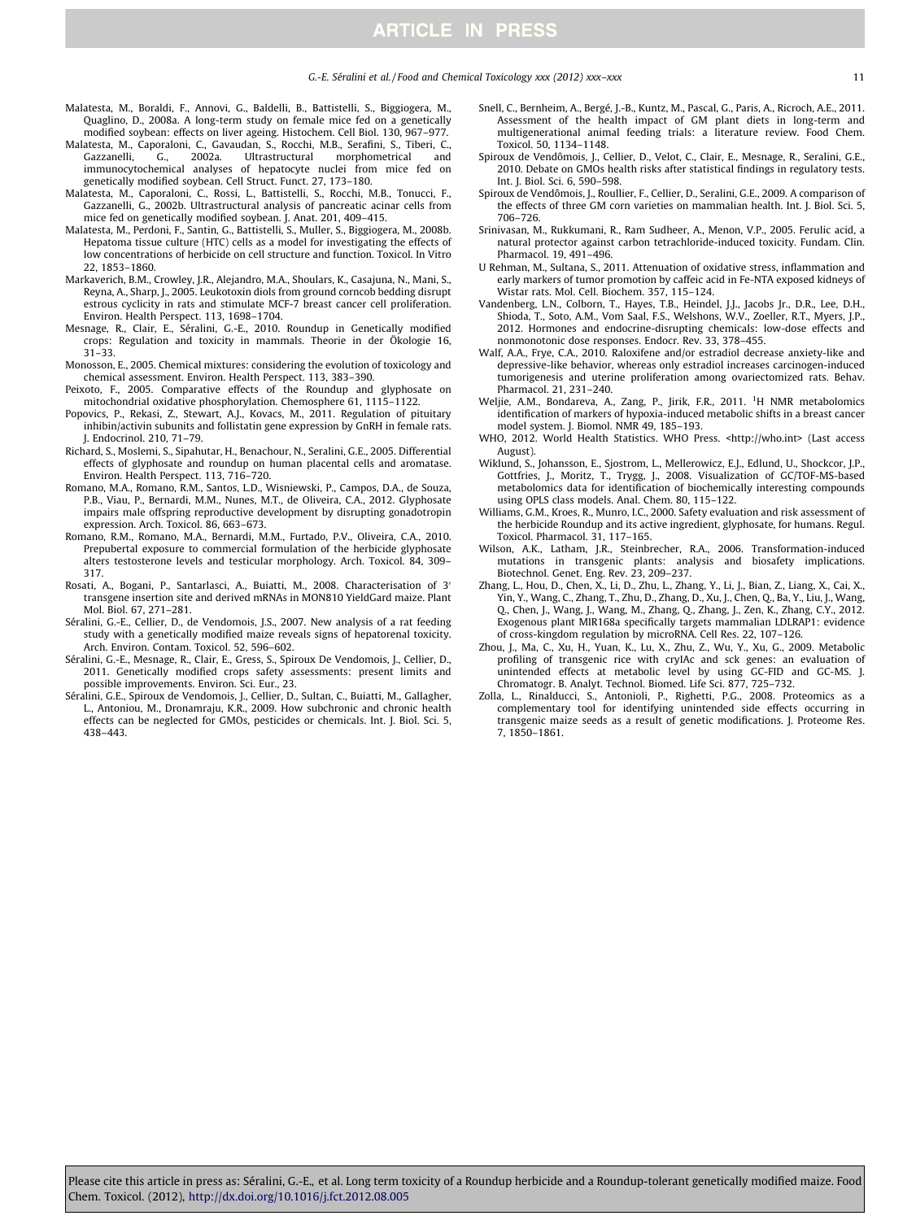Malatesta, M., Boraldi, F., Annovi, G., Baldelli, B., Battistelli, S., Biggiogera, M., Quaglino, D., 2008a. A long-term study on female mice fed on a genetically modified soybean: effects on liver ageing. Histochem. Cell Biol. 130, 967–977.

Malatesta, M., Caporaloni, C., Gavaudan, S., Rocchi, M.B., Serafini, S., Tiberi, C., Gazzanelli, G., 2002a. Ultrastructural morphometrical and immunocytochemical analyses of hepatocyte nuclei from mice fed on genetically modified soybean. Cell Struct. Funct. 27, 173–180.

Malatesta, M., Caporaloni, C., Rossi, L., Battistelli, S., Rocchi, M.B., Tonucci, F., Gazzanelli, G., 2002b. Ultrastructural analysis of pancreatic acinar cells from mice fed on genetically modified soybean. J. Anat. 201, 409–415.

Malatesta, M., Perdoni, F., Santin, G., Battistelli, S., Muller, S., Biggiogera, M., 2008b. Hepatoma tissue culture (HTC) cells as a model for investigating the effects of low concentrations of herbicide on cell structure and function. Toxicol. In Vitro 22, 1853–1860.

Markaverich, B.M., Crowley, J.R., Alejandro, M.A., Shoulars, K., Casajuna, N., Mani, S., Reyna, A., Sharp, J., 2005. Leukotoxin diols from ground corncob bedding disrupt estrous cyclicity in rats and stimulate MCF-7 breast cancer cell proliferation. Environ. Health Perspect. 113, 1698–1704.

Mesnage, R., Clair, E., Séralini, G.-E., 2010. Roundup in Genetically modified crops: Regulation and toxicity in mammals. Theorie in der Ökologie 16, 31–33.

Monosson, E., 2005. Chemical mixtures: considering the evolution of toxicology and chemical assessment. Environ. Health Perspect. 113, 383–390.

Peixoto, F., 2005. Comparative effects of the Roundup and glyphosate on mitochondrial oxidative phosphorylation. Chemosphere 61, 1115–1122.

Popovics, P., Rekasi, Z., Stewart, A.J., Kovacs, M., 2011. Regulation of pituitary inhibin/activin subunits and follistatin gene expression by GnRH in female rats. J. Endocrinol. 210, 71–79.

Richard, S., Moslemi, S., Sipahutar, H., Benachour, N., Seralini, G.E., 2005. Differential effects of glyphosate and roundup on human placental cells and aromatase. Environ. Health Perspect. 113, 716–720.

Romano, M.A., Romano, R.M., Santos, L.D., Wisniewski, P., Campos, D.A., de Souza, P.B., Viau, P., Bernardi, M.M., Nunes, M.T., de Oliveira, C.A., 2012. Glyphosate impairs male offspring reproductive development by disrupting gonadotropin expression. Arch. Toxicol. 86, 663–673.

Romano, R.M., Romano, M.A., Bernardi, M.M., Furtado, P.V., Oliveira, C.A., 2010. Prepubertal exposure to commercial formulation of the herbicide glyphosate alters testosterone levels and testicular morphology. Arch. Toxicol. 84, 309–317.

Rosati, A., Bogani, P., Santarlasci, A., Buiatti, M., 2008. Characterisation of 3′ transgene insertion site and derived mRNAs in MON810 YieldGard maize. Plant Mol. Biol. 67, 271–281.

Séralini, G.-E., Cellier, D., de Vendomois, J.S., 2007. New analysis of a rat feeding study with a genetically modified maize reveals signs of hepatorenal toxicity. Arch. Environ. Contam. Toxicol. 52, 596–602.

Séralini, G.-E., Mesnage, R., Clair, E., Gress, S., Spiroux De Vendomois, J., Cellier, D., 2011. Genetically modified crops safety assessments: present limits and possible improvements. Environ. Sci. Eur., 23.

Séralini, G.E., Spiroux de Vendomois, J., Cellier, D., Sultan, C., Buiatti, M., Gallagher, L., Antoniou, M., Dronamraju, K.R., 2009. How subchronic and chronic health effects can be neglected for GMOs, pesticides or chemicals. Int. J. Biol. Sci. 5, 438–443.

Snell, C., Bernheim, A., Bergé, J.-B., Kuntz, M., Pascal, G., Paris, A., Ricroch, A.E., 2011. Assessment of the health impact of GM plant diets in long-term and multigenerational animal feeding trials: a literature review. Food Chem. Toxicol. 50, 1134–1148.

Spiroux de Vendômois, J., Cellier, D., Velot, C., Clair, E., Mesnage, R., Seralini, G.E., 2010. Debate on GMOs health risks after statistical findings in regulatory tests. Int. J. Biol. Sci. 6, 590–598.

Spiroux de Vendômois, J., Roullier, F., Cellier, D., Seralini, G.E., 2009. A comparison of the effects of three GM corn varieties on mammalian health. Int. J. Biol. Sci. 5, 706–726.

Srinivasan, M., Rukkumani, R., Ram Sudheer, A., Menon, V.P., 2005. Ferulic acid, a natural protector against carbon tetrachloride-induced toxicity. Fundam. Clin. Pharmacol. 19, 491–496.

U Rehman, M., Sultana, S., 2011. Attenuation of oxidative stress, inflammation and early markers of tumor promotion by caffeic acid in Fe-NTA exposed kidneys of Wistar rats. Mol. Cell. Biochem. 357, 115–124.

Vandenberg, L.N., Colborn, T., Hayes, T.B., Heindel, J.J., Jacobs Jr., D.R., Lee, D.H., Shioda, T., Soto, A.M., Vom Saal, F.S., Welshons, W.V., Zoeller, R.T., Myers, J.P., 2012. Hormones and endocrine-disrupting chemicals: low-dose effects and nonmonotonic dose responses. Endocr. Rev. 33, 378–455.

Walf, A.A., Frye, C.A., 2010. Raloxifene and/or estradiol decrease anxiety-like and depressive-like behavior, whereas only estradiol increases carcinogen-induced tumorigenesis and uterine proliferation among ovariectomized rats. Behav. Pharmacol. 21, 231–240.

Weljie, A.M., Bondareva, A., Zang, P., Jirik, F.R., 2011. $^{1}$H NMR metabolomics identification of markers of hypoxia-induced metabolic shifts in a breast cancer model system. J. Biomol. NMR 49, 185–193.

WHO, 2012. World Health Statistics. WHO Press. <http://who.int> (Last access August).

Wiklund, S., Johansson, E., Sjostrom, L., Mellerowicz, E.J., Edlund, U., Shockcor, J.P., Gottfries, J., Moritz, T., Trygg, J., 2008. Visualization of GC/TOF-MS-based metabolomics data for identification of biochemically interesting compounds using OPLS class models. Anal. Chem. 80, 115–122.

Williams, G.M., Kroes, R., Munro, I.C., 2000. Safety evaluation and risk assessment of the herbicide Roundup and its active ingredient, glyphosate, for humans. Regul. Toxicol. Pharmacol. 31, 117–165.

Wilson, A.K., Latham, J.R., Steinbrecher, R.A., 2006. Transformation-induced mutations in transgenic plants: analysis and biosafety implications. Biotechnol. Genet. Eng. Rev. 23, 209–237.

Zhang, L., Hou, D., Chen, X., Li, D., Zhu, L., Zhang, Y., Li, J., Bian, Z., Liang, X., Cai, X., Yin, Y., Wang, C., Zhang, T., Zhu, D., Zhang, D., Xu, J., Chen, Q., Ba, Y., Liu, J., Wang, Q., Chen, J., Wang, J., Wang, M., Zhang, Q., Zhang, J., Zen, K., Zhang, C.Y., 2012. Exogenous plant MIR168a specifically targets mammalian LDLRAP1: evidence of cross-kingdom regulation by microRNA. Cell Res. 22, 107–126.

Zhou, J., Ma, C., Xu, H., Yuan, K., Lu, X., Zhu, Z., Wu, Y., Xu, G., 2009. Metabolic profiling of transgenic rice with cryIAc and sck genes: an evaluation of unintended effects at metabolic level by using GC-FID and GC-MS. J. Chromatogr. B. Analyt. Technol. Biomed. Life Sci. 877, 725–732.

Zolla, L., Rinalducci, S., Antonioli, P., Righetti, P.G., 2008. Proteomics as a complementary tool for identifying unintended side effects occurring in transgenic maize seeds as a result of genetic modifications. J. Proteome Res. 7, 1850–1861.

Please cite this article in press as: Séralini, G.-E., et al. Long term toxicity of a Roundup herbicide and a Roundup-tolerant genetically modified maize. Food Chem. Toxicol. (2012), http://dx.doi.org/10.1016/j.fct.2012.08.005